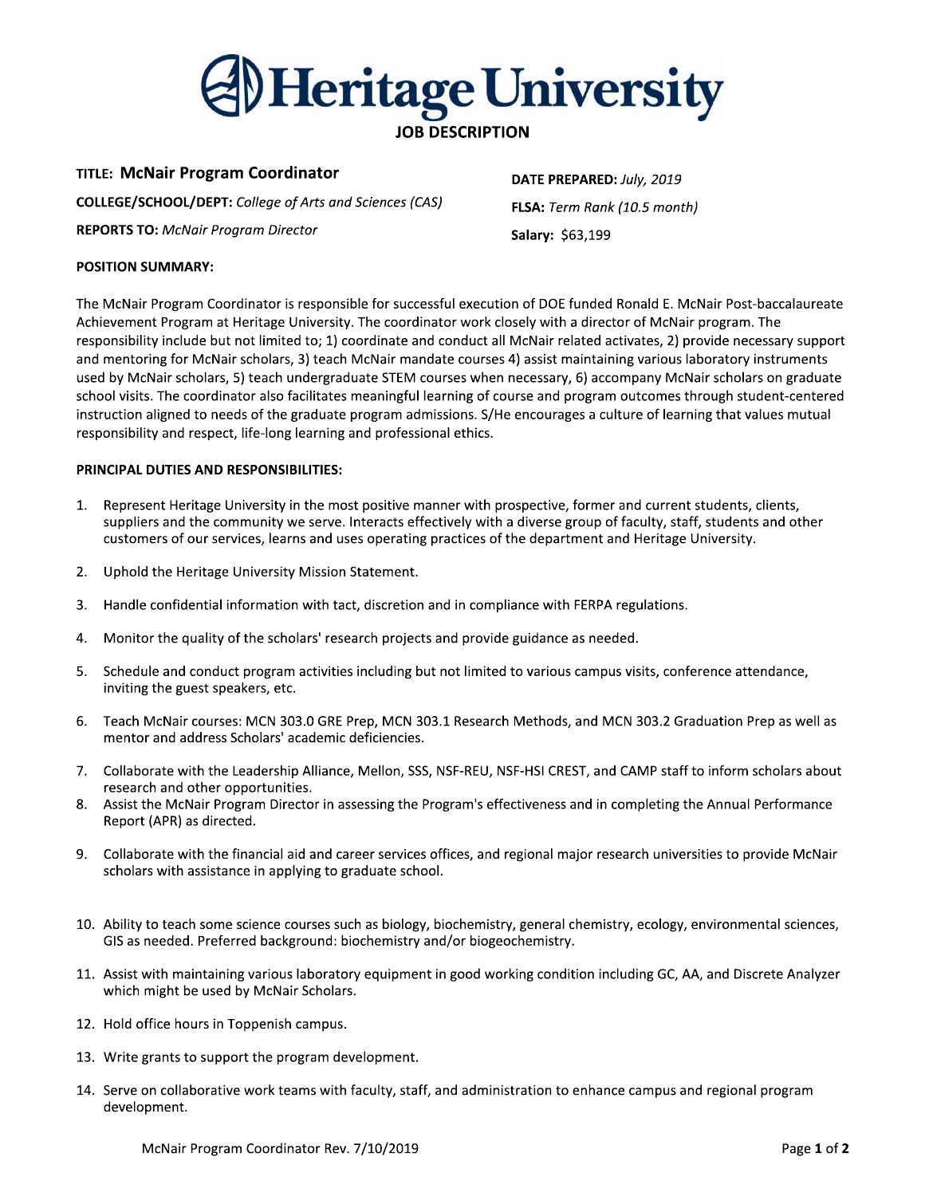# Heritage University

## JOB DESCRIPTION

**TITLE: McNair Program Coordinator**

**COLLEGE/SCHOOL/DEPT:** *College of Arts and Sciences (CAS)*

**REPORTS TO:** *McNair Program Director*

**DATE PREPARED:** *July, 2019*

**FLSA:** *Term Rank (10.5 month)*

**Salary:** $63,199

**POSITION SUMMARY:**

The McNair Program Coordinator is responsible for successful execution of DOE funded Ronald E. McNair Post-baccalaureate Achievement Program at Heritage University. The coordinator work closely with a director of McNair program. The responsibility include but not limited to; 1) coordinate and conduct all McNair related activates, 2) provide necessary support and mentoring for McNair scholars, 3) teach McNair mandate courses 4) assist maintaining various laboratory instruments used by McNair scholars, 5) teach undergraduate STEM courses when necessary, 6) accompany McNair scholars on graduate school visits. The coordinator also facilitates meaningful learning of course and program outcomes through student-centered instruction aligned to needs of the graduate program admissions. S/He encourages a culture of learning that values mutual responsibility and respect, life-long learning and professional ethics.

**PRINCIPAL DUTIES AND RESPONSIBILITIES:**

1. Represent Heritage University in the most positive manner with prospective, former and current students, clients, suppliers and the community we serve. Interacts effectively with a diverse group of faculty, staff, students and other customers of our services, learns and uses operating practices of the department and Heritage University.
2. Uphold the Heritage University Mission Statement.
3. Handle confidential information with tact, discretion and in compliance with FERPA regulations.
4. Monitor the quality of the scholars' research projects and provide guidance as needed.
5. Schedule and conduct program activities including but not limited to various campus visits, conference attendance, inviting the guest speakers, etc.
6. Teach McNair courses: MCN 303.0 GRE Prep, MCN 303.1 Research Methods, and MCN 303.2 Graduation Prep as well as mentor and address Scholars' academic deficiencies.
7. Collaborate with the Leadership Alliance, Mellon, SSS, NSF-REU, NSF-HSI CREST, and CAMP staff to inform scholars about research and other opportunities.
8. Assist the McNair Program Director in assessing the Program's effectiveness and in completing the Annual Performance Report (APR) as directed.
9. Collaborate with the financial aid and career services offices, and regional major research universities to provide McNair scholars with assistance in applying to graduate school.
10. Ability to teach some science courses such as biology, biochemistry, general chemistry, ecology, environmental sciences, GIS as needed. Preferred background: biochemistry and/or biogeochemistry.
11. Assist with maintaining various laboratory equipment in good working condition including GC, AA, and Discrete Analyzer which might be used by McNair Scholars.
12. Hold office hours in Toppenish campus.
13. Write grants to support the program development.
14. Serve on collaborative work teams with faculty, staff, and administration to enhance campus and regional program development.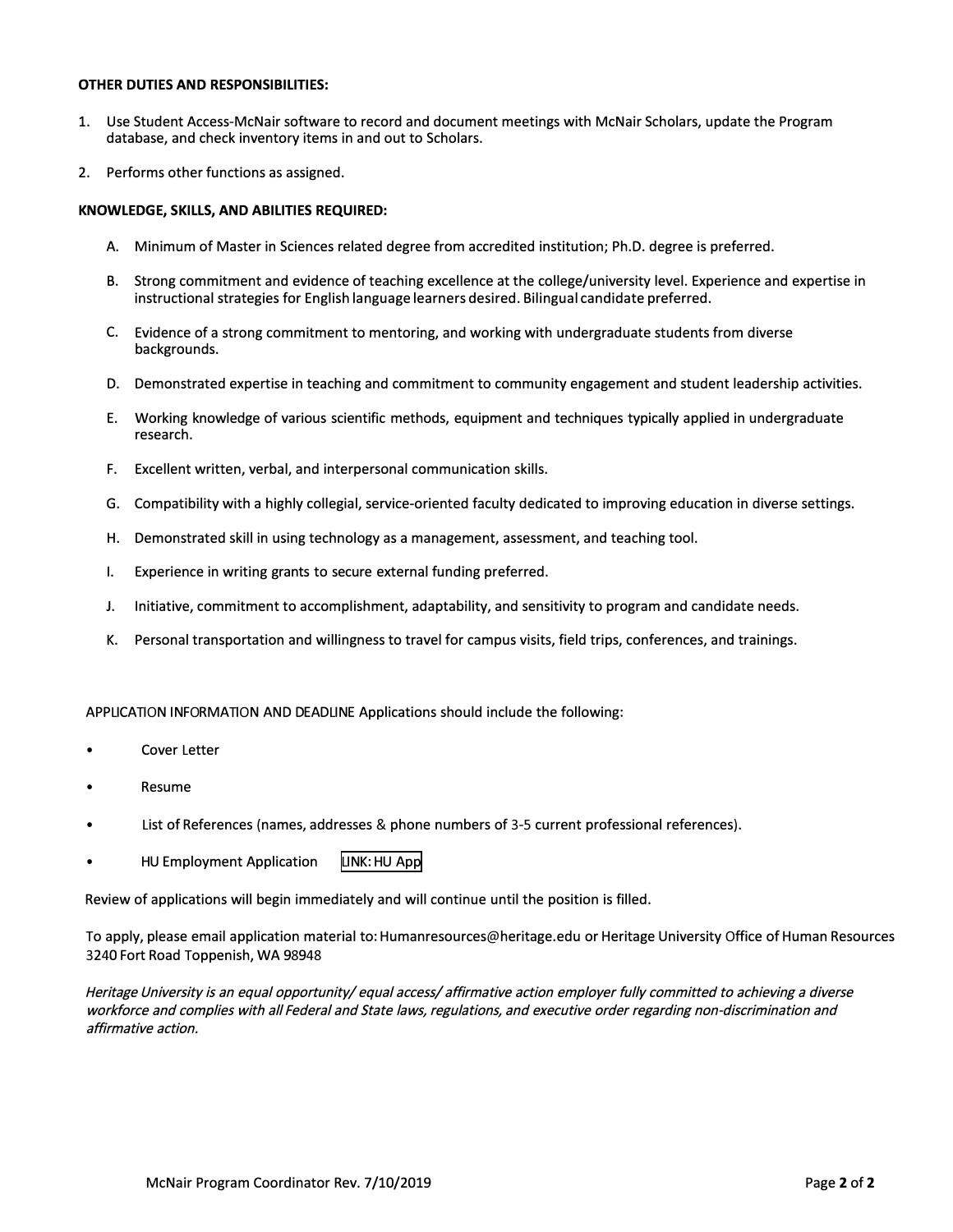**OTHER DUTIES AND RESPONSIBILITIES:**

1. Use Student Access-McNair software to record and document meetings with McNair Scholars, update the Program database, and check inventory items in and out to Scholars.

2. Performs other functions as assigned.

**KNOWLEDGE, SKILLS, AND ABILITIES REQUIRED:**

A. Minimum of Master in Sciences related degree from accredited institution; Ph.D. degree is preferred.

B. Strong commitment and evidence of teaching excellence at the college/university level. Experience and expertise in instructional strategies for English language learners desired. Bilingual candidate preferred.

C. Evidence of a strong commitment to mentoring, and working with undergraduate students from diverse backgrounds.

D. Demonstrated expertise in teaching and commitment to community engagement and student leadership activities.

E. Working knowledge of various scientific methods, equipment and techniques typically applied in undergraduate research.

F. Excellent written, verbal, and interpersonal communication skills.

G. Compatibility with a highly collegial, service-oriented faculty dedicated to improving education in diverse settings.

H. Demonstrated skill in using technology as a management, assessment, and teaching tool.

I. Experience in writing grants to secure external funding preferred.

J. Initiative, commitment to accomplishment, adaptability, and sensitivity to program and candidate needs.

K. Personal transportation and willingness to travel for campus visits, field trips, conferences, and trainings.

APPLICATION INFORMATION AND DEADLINE Applications should include the following:

- Cover Letter
- Resume
- List of References (names, addresses & phone numbers of 3-5 current professional references).
- HU Employment Application LINK: HU App

Review of applications will begin immediately and will continue until the position is filled.

To apply, please email application material to: Humanresources@heritage.edu or Heritage University Office of Human Resources 3240 Fort Road Toppenish, WA 98948

*Heritage University is an equal opportunity/ equal access/ affirmative action employer fully committed to achieving a diverse workforce and complies with all Federal and State laws, regulations, and executive order regarding non-discrimination and affirmative action.*